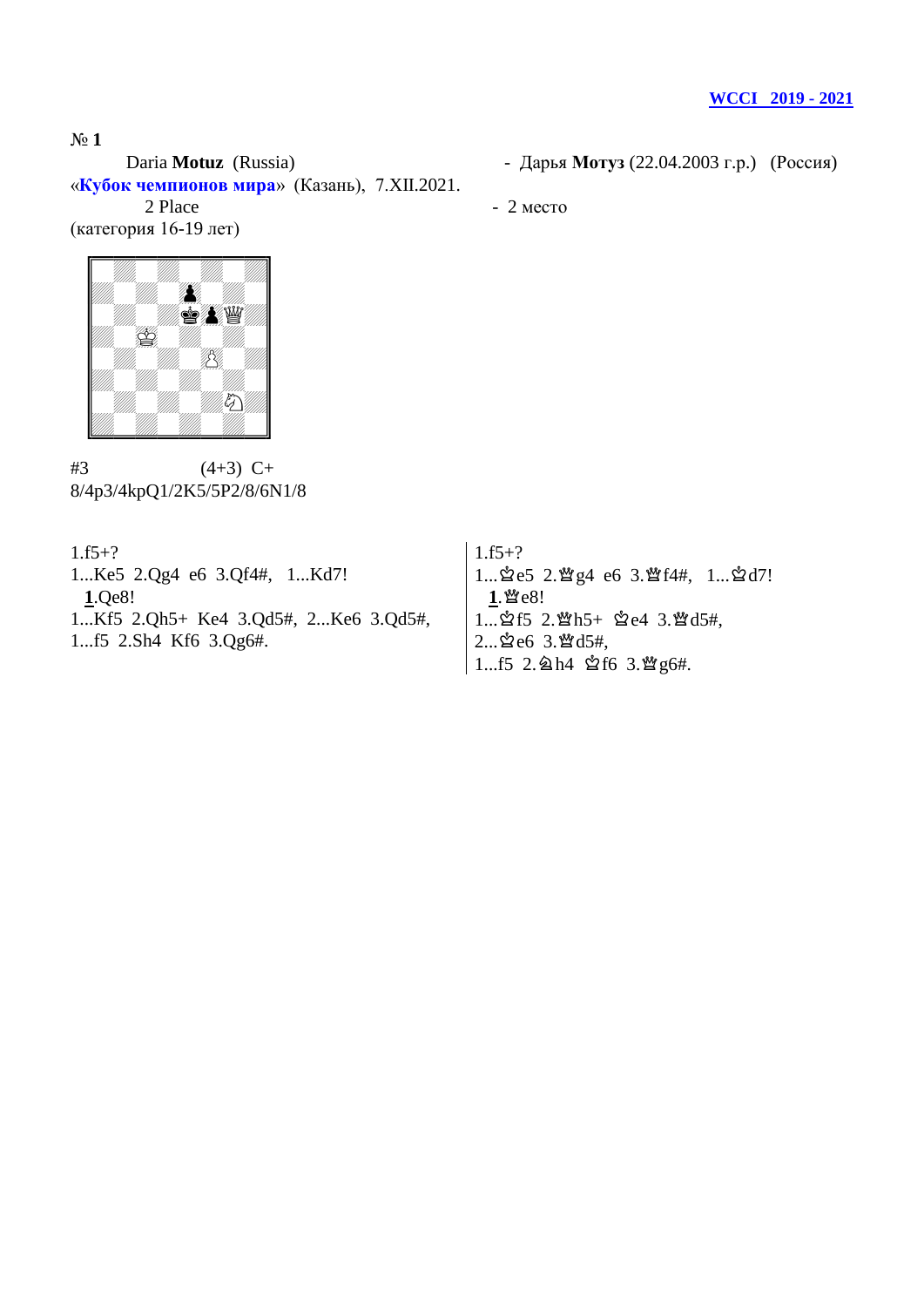**WCCI 2019 - 2021**

**№ 1**

Daria **Motuz** (Russia) - Дарья **Мотуз** (22.04.2003 г.р.) (Россия)

«**Кубок чемпионов мира**» (Казань), 7.XII.2021.

2 Place - 2 место

(категория 16-19 лет)

#3 (4+3) C+

8/4p3/4kpQ1/2K5/5P2/8/6N1/8

1.f5+?

1...Ke5 2.Qg4 e6 3.Qf4#, 1...Kd7!

**1**.Qe8!

1...Kf5 2.Qh5+ Ke4 3.Qd5#, 2...Ke6 3.Qd5#,

1...f5 2.Sh4 Kf6 3.Qg6#.

1.f5+?

1...♔e5 2.♕g4 e6 3.♕f4#, 1...♔d7!

**1**.♕e8!

1...♔f5 2.♕h5+ ♔e4 3.♕d5#,

2...♔e6 3.♕d5#,

1...f5 2.♘h4 ♔f6 3.♕g6#.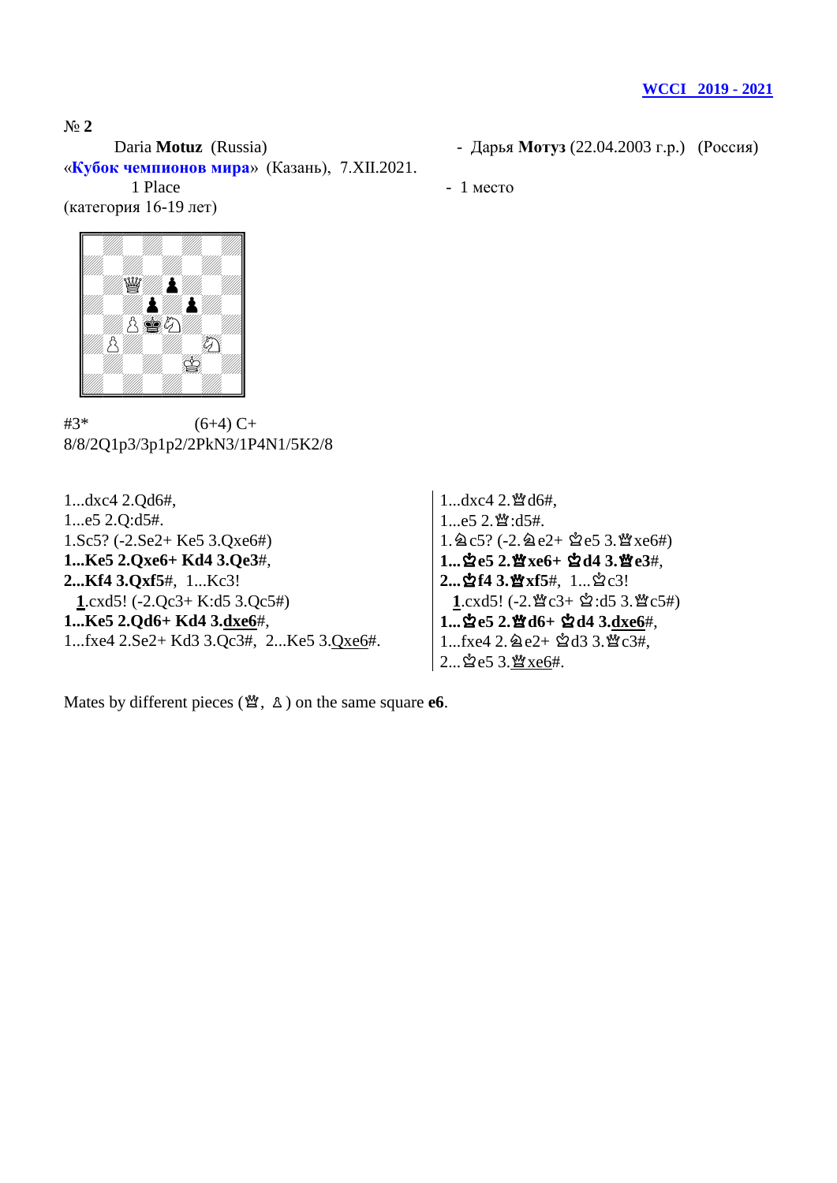**WCCI 2019 - 2021**

№ **2**

Daria **Motuz** (Russia) - Дарья **Мотуз** (22.04.2003 г.р.) (Россия)

«**Кубок чемпионов мира**» (Казань), 7.XII.2021.

1 Place - 1 место

(категория 16-19 лет)

#3* (6+4) C+

8/8/2Q1p3/3p1p2/2PkN3/1P4N1/5K2/8

| | |
|---|---|
| 1...dxc4 2.Qd6#, | 1...dxc4 2.♕d6#, |
| 1...e5 2.Q:d5#. | 1...e5 2.♕:d5#. |
| 1.Sc5? (-2.Se2+ Ke5 3.Qxe6#) | 1.♘c5? (-2.♘e2+ ♔e5 3.♕xe6#) |
| **1...Ke5 2.Qxe6+ Kd4 3.Qe3**#, | **1...♔e5 2.♕xe6+ ♔d4 3.♕e3**#, |
| **2...Kf4 3.Qxf5**#, 1...Kc3! | **2...♔f4 3.♕xf5**#, 1...♔c3! |
| **1**.cxd5! (-2.Qc3+ K:d5 3.Qc5#) | **1**.cxd5! (-2.♕c3+ ♔:d5 3.♕c5#) |
| **1...Ke5 2.Qd6+ Kd4 3.dxe6**#, | **1...♔e5 2.♕d6+ ♔d4 3.dxe6**#, |
| 1...fxe4 2.Se2+ Kd3 3.Qc3#, 2...Ke5 3.Qxe6#. | 1...fxe4 2.♘e2+ ♔d3 3.♕c3#, |
| | 2...♔e5 3.♕xe6#. |

Mates by different pieces (♕, ♙) on the same square **e6**.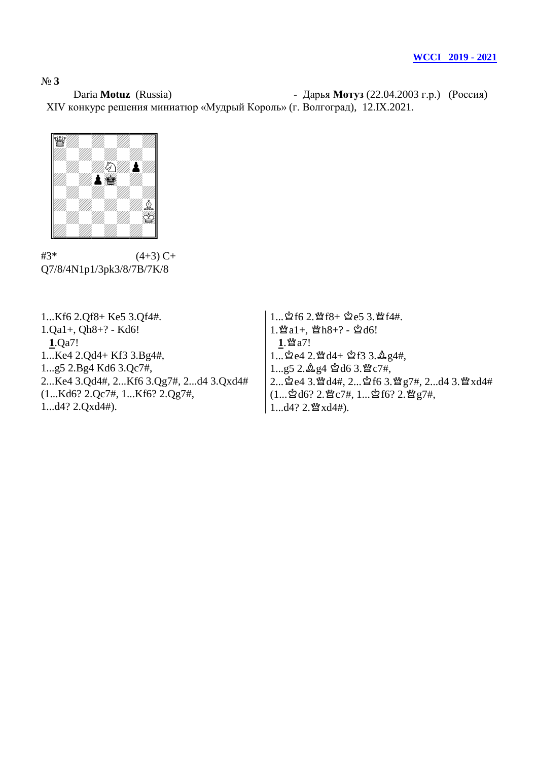**WCCI 2019 - 2021**

№ **3**

Daria **Motuz** (Russia) - Дарья **Мотуз** (22.04.2003 г.р.) (Россия)

XIV конкурс решения миниатюр «Мудрый Король» (г. Волгоград), 12.IX.2021.

#3* (4+3) C+

Q7/8/4N1p1/3pk3/8/7B/7K/8

| | |
|---|---|
| 1...Kf6 2.Qf8+ Ke5 3.Qf4#. | 1...♔f6 2.♕f8+ ♔e5 3.♕f4#. |
| 1.Qa1+, Qh8+? - Kd6! | 1.♕a1+, ♕h8+? - ♔d6! |
| **1**.Qa7! | **1**.♕a7! |
| 1...Ke4 2.Qd4+ Kf3 3.Bg4#, | 1...♔e4 2.♕d4+ ♔f3 3.♗g4#, |
| 1...g5 2.Bg4 Kd6 3.Qc7#, | 1...g5 2.♗g4 ♔d6 3.♕c7#, |
| 2...Ke4 3.Qd4#, 2...Kf6 3.Qg7#, 2...d4 3.Qxd4# | 2...♔e4 3.♕d4#, 2...♔f6 3.♕g7#, 2...d4 3.♕xd4# |
| (1...Kd6? 2.Qc7#, 1...Kf6? 2.Qg7#, | (1...♔d6? 2.♕c7#, 1...♔f6? 2.♕g7#, |
| 1...d4? 2.Qxd4#). | 1...d4? 2.♕xd4#). |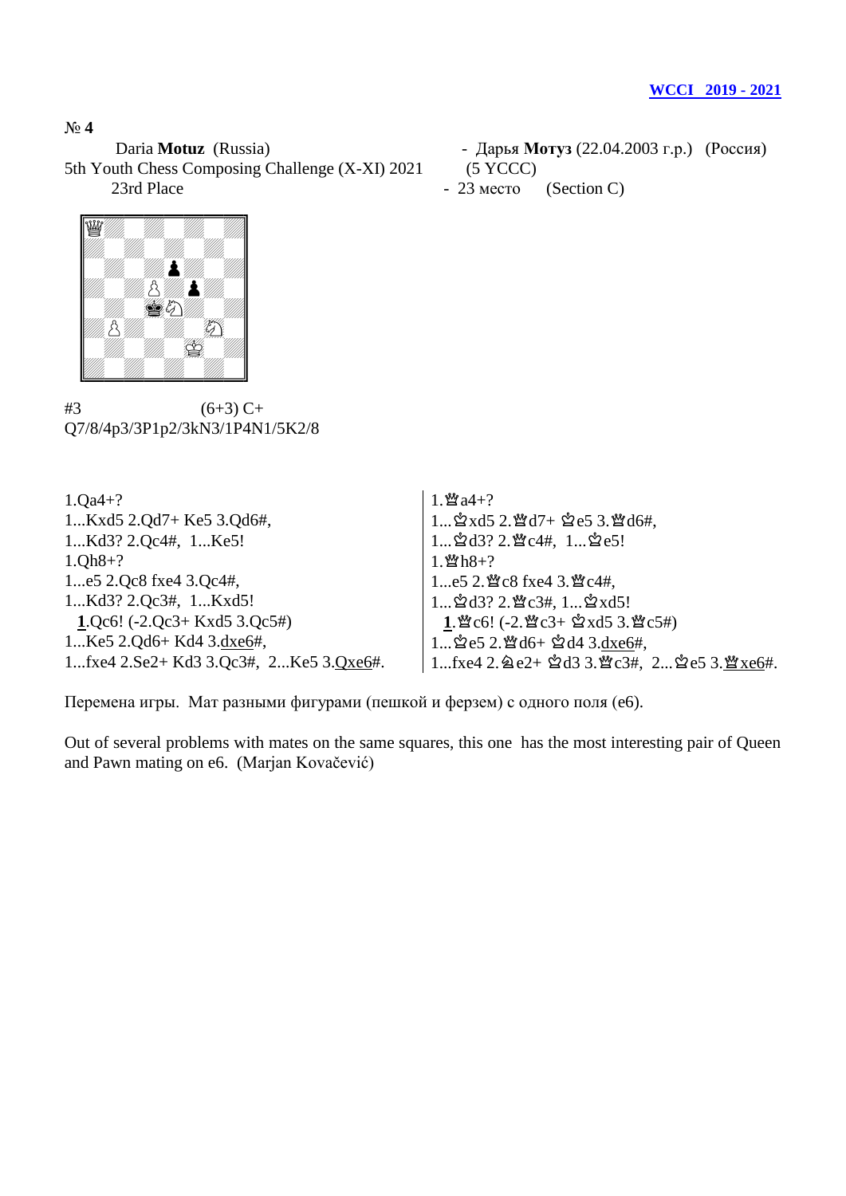**WCCI 2019 - 2021**

№ **4**

Daria **Motuz** (Russia)
5th Youth Chess Composing Challenge (X-XI) 2021
23rd Place

- Дарья **Мотуз** (22.04.2003 г.р.) (Россия)
(5 YCCC)
- 23 место (Section C)

#3 (6+3) C+
Q7/8/4p3/3P1p2/3kN3/1P4N1/5K2/8

| | |
|---|---|
| 1.Qa4+? | 1.♕a4+? |
| 1...Kxd5 2.Qd7+ Ke5 3.Qd6#, | 1...♔xd5 2.♕d7+ ♔e5 3.♕d6#, |
| 1...Kd3? 2.Qc4#, 1...Ke5! | 1...♔d3? 2.♕c4#, 1...♔e5! |
| 1.Qh8+? | 1.♕h8+? |
| 1...e5 2.Qc8 fxe4 3.Qc4#, | 1...e5 2.♕c8 fxe4 3.♕c4#, |
| 1...Kd3? 2.Qc3#, 1...Kxd5! | 1...♔d3? 2.♕c3#, 1...♔xd5! |
| **1**.Qc6! (-2.Qc3+ Kxd5 3.Qc5#) | **1**.♕c6! (-2.♕c3+ ♔xd5 3.♕c5#) |
| 1...Ke5 2.Qd6+ Kd4 3.dxe6#, | 1...♔e5 2.♕d6+ ♔d4 3.dxe6#, |
| 1...fxe4 2.Se2+ Kd3 3.Qc3#, 2...Ke5 3.Qxe6#. | 1...fxe4 2.♘e2+ ♔d3 3.♕c3#, 2...♔e5 3.♕xe6#. |

Перемена игры. Мат разными фигурами (пешкой и ферзем) с одного поля (е6).

Out of several problems with mates on the same squares, this one has the most interesting pair of Queen and Pawn mating on e6. (Marjan Kovačević)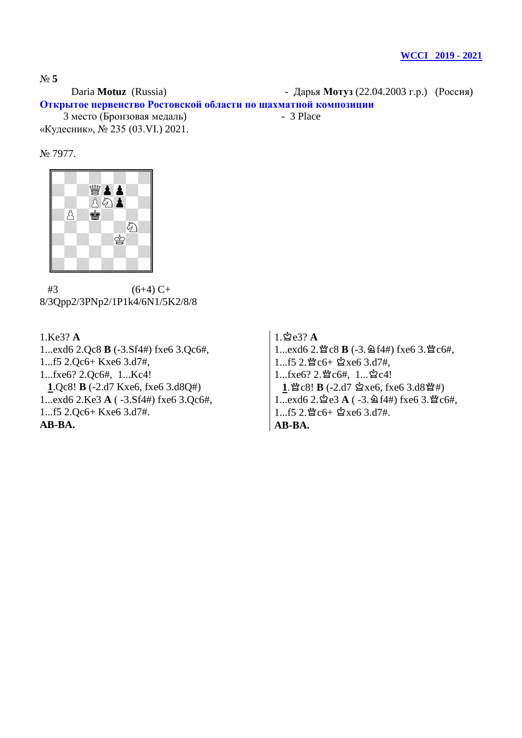**WCCI 2019 - 2021**

№ **5**

Daria **Motuz** (Russia) - Дарья **Мотуз** (22.04.2003 г.р.) (Россия)

**Открытое первенство Ростовской области по шахматной композиции**

3 место (Бронзовая медаль) - 3 Place

«Кудесник», № 235 (03.VI.) 2021.

№ 7977.

#3 (6+4) C+

8/3Qpp2/3PNp2/1P1k4/6N1/5K2/8/8

1.Ke3? **A**
1...exd6 2.Qc8 **B** (-3.Sf4#) fxe6 3.Qc6#,
1...f5 2.Qc6+ Kxe6 3.d7#,
1...fxe6? 2.Qc6#, 1...Kc4!
**1**.Qc8! **B** (-2.d7 Kxe6, fxe6 3.d8Q#)
1...exd6 2.Ke3 **A** ( -3.Sf4#) fxe6 3.Qc6#,
1...f5 2.Qc6+ Kxe6 3.d7#.
**AB-BA.**

1.♔e3? **A**
1...exd6 2.♕c8 **B** (-3.♘f4#) fxe6 3.♕c6#,
1...f5 2.♕c6+ ♔xe6 3.d7#,
1...fxe6? 2.♕c6#, 1...♔c4!
**1**.♕c8! **B** (-2.d7 ♔xe6, fxe6 3.d8♕#)
1...exd6 2.♔e3 **A** ( -3.♘f4#) fxe6 3.♕c6#,
1...f5 2.♕c6+ ♔xe6 3.d7#.
**AB-BA.**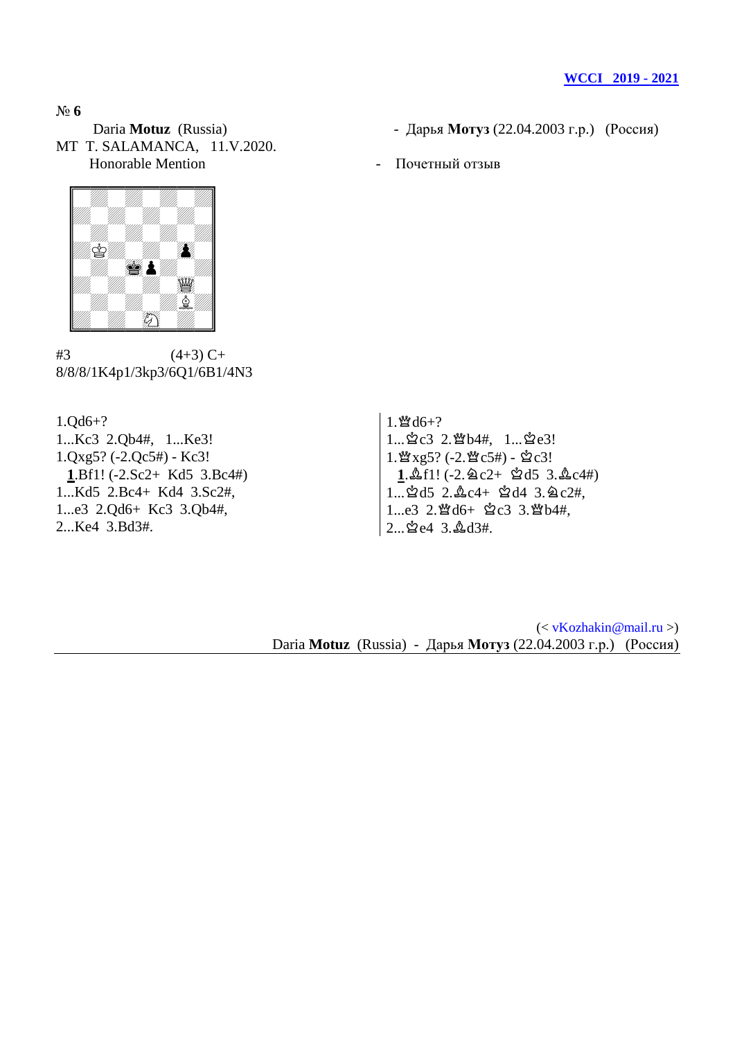**WCCI 2019 - 2021**

№ **6**

Daria **Motuz** (Russia) - Дарья **Мотуз** (22.04.2003 г.р.) (Россия)

MT T. SALAMANCA, 11.V.2020.

Honorable Mention - Почетный отзыв

#3 (4+3) C+

8/8/8/1K4p1/3kp3/6Q1/6B1/4N3

1.Qd6+?
1...Kc3 2.Qb4#, 1...Ke3!
1.Qxg5? (-2.Qc5#) - Kc3!
**1**.Bf1! (-2.Sc2+ Kd5 3.Bc4#)
1...Kd5 2.Bc4+ Kd4 3.Sc2#,
1...e3 2.Qd6+ Kc3 3.Qb4#,
2...Ke4 3.Bd3#.

1.♕d6+?
1...♔c3 2.♕b4#, 1...♔e3!
1.♕xg5? (-2.♕c5#) - ♔c3!
**1**.♗f1! (-2.♘c2+ ♔d5 3.♗c4#)
1...♔d5 2.♗c4+ ♔d4 3.♘c2#,
1...e3 2.♕d6+ ♔c3 3.♕b4#,
2...♔e4 3.♗d3#.

(< vKozhakin@mail.ru >)
Daria **Motuz** (Russia) - Дарья **Мотуз** (22.04.2003 г.р.) (Россия)